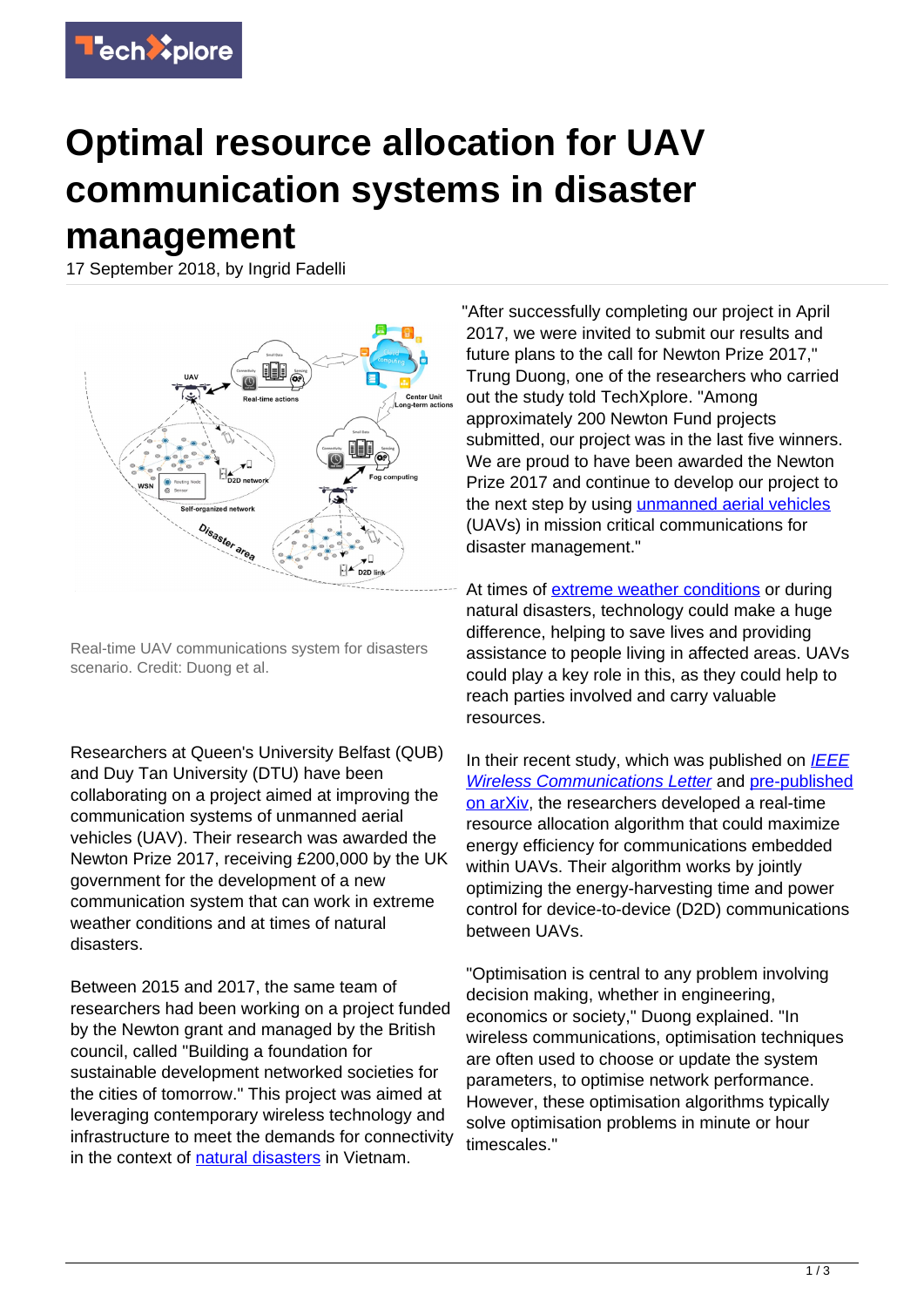# Optimal resource allocation for UAV communication systems in disaster management

17 September 2018, by Ingrid Fadelli

Real-time UAV communications system for disasters scenario. Credit: Duong et al.

Researchers at Queen's University Belfast (QUB) and Duy Tan University (DTU) have been collaborating on a project aimed at improving the communication systems of unmanned aerial vehicles (UAV). Their research was awarded the Newton Prize 2017, receiving £200,000 by the UK government for the development of a new communication system that can work in extreme weather conditions and at times of natural disasters.

Between 2015 and 2017, the same team of researchers had been working on a project funded by the Newton grant and managed by the British council, called "Building a foundation for sustainable development networked societies for the cities of tomorrow." This project was aimed at leveraging contemporary wireless technology and infrastructure to meet the demands for connectivity in the context of natural disasters in Vietnam.

"After successfully completing our project in April 2017, we were invited to submit our results and future plans to the call for Newton Prize 2017," Trung Duong, one of the researchers who carried out the study told TechXplore. "Among approximately 200 Newton Fund projects submitted, our project was in the last five winners. We are proud to have been awarded the Newton Prize 2017 and continue to develop our project to the next step by using unmanned aerial vehicles (UAVs) in mission critical communications for disaster management."

At times of extreme weather conditions or during natural disasters, technology could make a huge difference, helping to save lives and providing assistance to people living in affected areas. UAVs could play a key role in this, as they could help to reach parties involved and carry valuable resources.

In their recent study, which was published on *IEEE Wireless Communications Letter* and pre-published on arXiv, the researchers developed a real-time resource allocation algorithm that could maximize energy efficiency for communications embedded within UAVs. Their algorithm works by jointly optimizing the energy-harvesting time and power control for device-to-device (D2D) communications between UAVs.

"Optimisation is central to any problem involving decision making, whether in engineering, economics or society," Duong explained. "In wireless communications, optimisation techniques are often used to choose or update the system parameters, to optimise network performance. However, these optimisation algorithms typically solve optimisation problems in minute or hour timescales."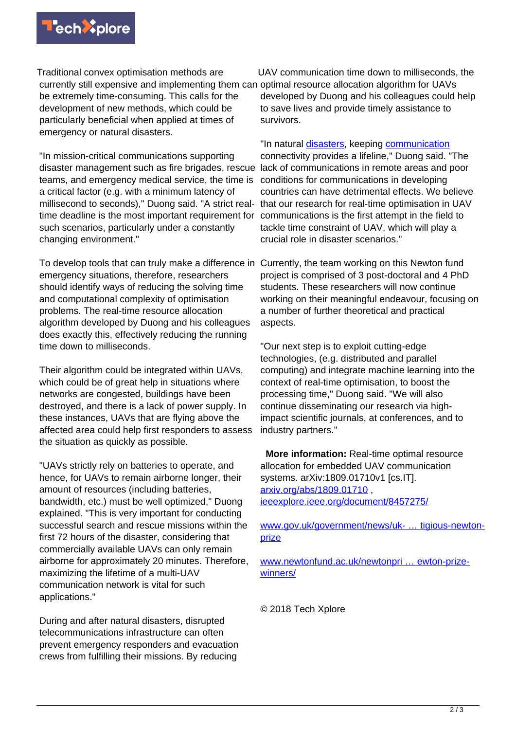Traditional convex optimisation methods are currently still expensive and implementing them can be extremely time-consuming. This calls for the development of new methods, which could be particularly beneficial when applied at times of emergency or natural disasters.

"In mission-critical communications supporting disaster management such as fire brigades, rescue teams, and emergency medical service, the time is a critical factor (e.g. with a minimum latency of millisecond to seconds)," Duong said. "A strict real-time deadline is the most important requirement for such scenarios, particularly under a constantly changing environment."

To develop tools that can truly make a difference in emergency situations, therefore, researchers should identify ways of reducing the solving time and computational complexity of optimisation problems. The real-time resource allocation algorithm developed by Duong and his colleagues does exactly this, effectively reducing the running time down to milliseconds.

Their algorithm could be integrated within UAVs, which could be of great help in situations where networks are congested, buildings have been destroyed, and there is a lack of power supply. In these instances, UAVs that are flying above the affected area could help first responders to assess the situation as quickly as possible.

"UAVs strictly rely on batteries to operate, and hence, for UAVs to remain airborne longer, their amount of resources (including batteries, bandwidth, etc.) must be well optimized," Duong explained. "This is very important for conducting successful search and rescue missions within the first 72 hours of the disaster, considering that commercially available UAVs can only remain airborne for approximately 20 minutes. Therefore, maximizing the lifetime of a multi-UAV communication network is vital for such applications."

During and after natural disasters, disrupted telecommunications infrastructure can often prevent emergency responders and evacuation crews from fulfilling their missions. By reducing UAV communication time down to milliseconds, the optimal resource allocation algorithm for UAVs developed by Duong and his colleagues could help to save lives and provide timely assistance to survivors.

"In natural disasters, keeping communication connectivity provides a lifeline," Duong said. "The lack of communications in remote areas and poor conditions for communications in developing countries can have detrimental effects. We believe that our research for real-time optimisation in UAV communications is the first attempt in the field to tackle time constraint of UAV, which will play a crucial role in disaster scenarios."

Currently, the team working on this Newton fund project is comprised of 3 post-doctoral and 4 PhD students. These researchers will now continue working on their meaningful endeavour, focusing on a number of further theoretical and practical aspects.

"Our next step is to exploit cutting-edge technologies, (e.g. distributed and parallel computing) and integrate machine learning into the context of real-time optimisation, to boost the processing time," Duong said. "We will also continue disseminating our research via high-impact scientific journals, at conferences, and to industry partners."

**More information:** Real-time optimal resource allocation for embedded UAV communication systems. arXiv:1809.01710v1 [cs.IT]. arxiv.org/abs/1809.01710 , ieeexplore.ieee.org/document/8457275/

www.gov.uk/government/news/uk- … tigious-newton-prize

www.newtonfund.ac.uk/newtonpri … ewton-prize-winners/

© 2018 Tech Xplore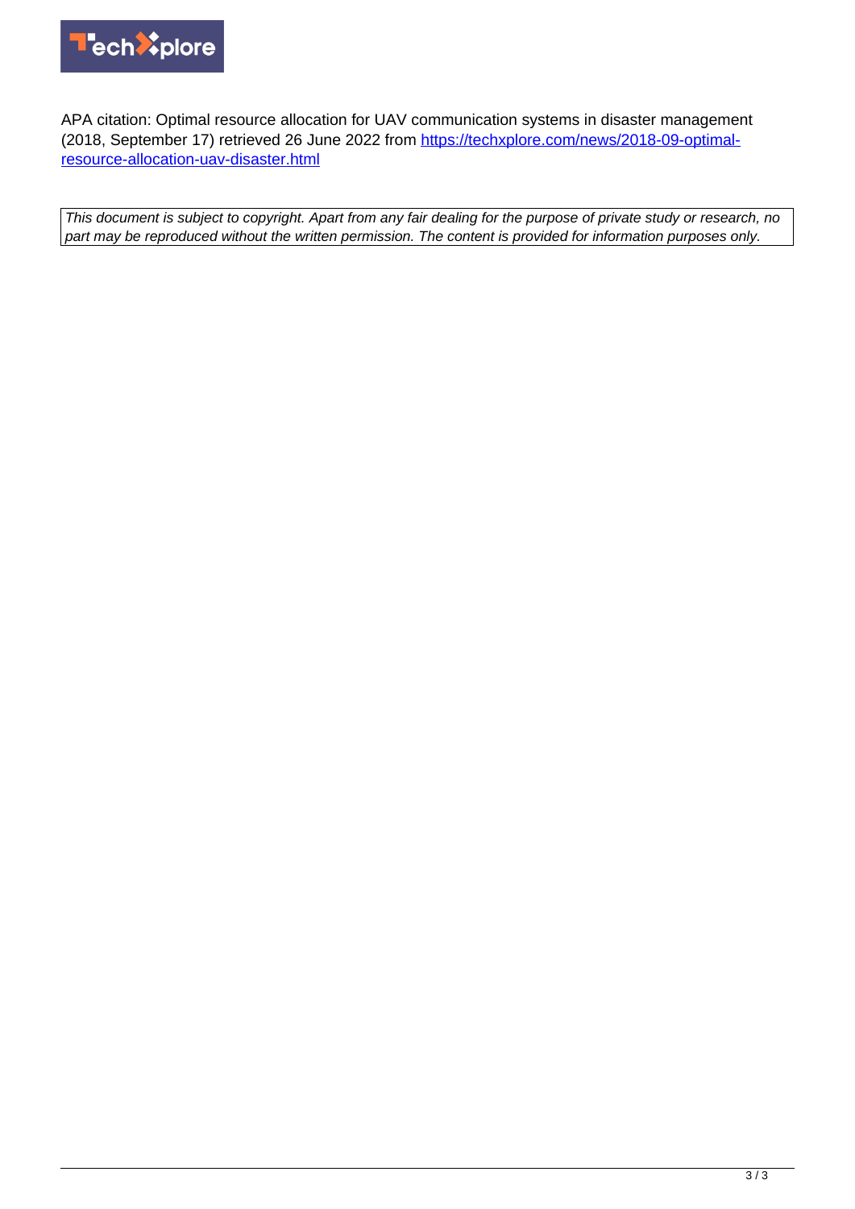APA citation: Optimal resource allocation for UAV communication systems in disaster management (2018, September 17) retrieved 26 June 2022 from [https://techxplore.com/news/2018-09-optimal-resource-allocation-uav-disaster.html](https://techxplore.com/news/2018-09-optimal-resource-allocation-uav-disaster.html)

*This document is subject to copyright. Apart from any fair dealing for the purpose of private study or research, no part may be reproduced without the written permission. The content is provided for information purposes only.*